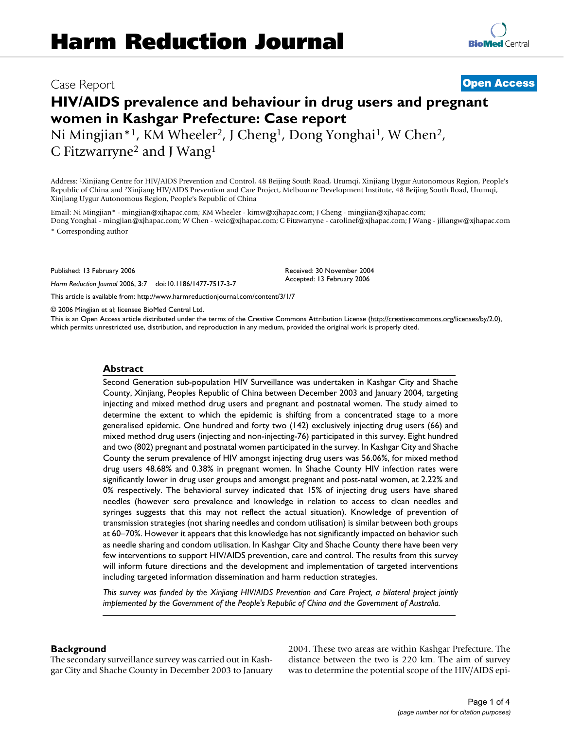# Harm Reduction Journal

Case Report

**Open Access**

# HIV/AIDS prevalence and behaviour in drug users and pregnant women in Kashgar Prefecture: Case report

Ni Mingjian*[1], KM Wheeler[2], J Cheng[1], Dong Yonghai[1], W Chen[2], C Fitzwarryne[2] and J Wang[1]

Address: [1]Xinjiang Centre for HIV/AIDS Prevention and Control, 48 Beijing South Road, Urumqi, Xinjiang Uygur Autonomous Region, People's Republic of China and [2]Xinjiang HIV/AIDS Prevention and Care Project, Melbourne Development Institute, 48 Beijing South Road, Urumqi, Xinjiang Uygur Autonomous Region, People's Republic of China

Email: Ni Mingjian* - mingjian@xjhapac.com; KM Wheeler - kimw@xjhapac.com; J Cheng - mingjian@xjhapac.com; Dong Yonghai - mingjian@xjhapac.com; W Chen - weic@xjhapac.com; C Fitzwarryne - carolinef@xjhapac.com; J Wang - jiliangw@xjhapac.com

* Corresponding author

Published: 13 February 2006

*Harm Reduction Journal* 2006, **3**:7 doi:10.1186/1477-7517-3-7

Received: 30 November 2004
Accepted: 13 February 2006

This article is available from: http://www.harmreductionjournal.com/content/3/1/7

© 2006 Mingjian et al; licensee BioMed Central Ltd.

This is an Open Access article distributed under the terms of the Creative Commons Attribution License (http://creativecommons.org/licenses/by/2.0), which permits unrestricted use, distribution, and reproduction in any medium, provided the original work is properly cited.

## Abstract

Second Generation sub-population HIV Surveillance was undertaken in Kashgar City and Shache County, Xinjiang, Peoples Republic of China between December 2003 and January 2004, targeting injecting and mixed method drug users and pregnant and postnatal women. The study aimed to determine the extent to which the epidemic is shifting from a concentrated stage to a more generalised epidemic. One hundred and forty two (142) exclusively injecting drug users (66) and mixed method drug users (injecting and non-injecting-76) participated in this survey. Eight hundred and two (802) pregnant and postnatal women participated in the survey. In Kashgar City and Shache County the serum prevalence of HIV amongst injecting drug users was 56.06%, for mixed method drug users 48.68% and 0.38% in pregnant women. In Shache County HIV infection rates were significantly lower in drug user groups and amongst pregnant and post-natal women, at 2.22% and 0% respectively. The behavioral survey indicated that 15% of injecting drug users have shared needles (however sero prevalence and knowledge in relation to access to clean needles and syringes suggests that this may not reflect the actual situation). Knowledge of prevention of transmission strategies (not sharing needles and condom utilisation) is similar between both groups at 60–70%. However it appears that this knowledge has not significantly impacted on behavior such as needle sharing and condom utilisation. In Kashgar City and Shache County there have been very few interventions to support HIV/AIDS prevention, care and control. The results from this survey will inform future directions and the development and implementation of targeted interventions including targeted information dissemination and harm reduction strategies.

*This survey was funded by the Xinjiang HIV/AIDS Prevention and Care Project, a bilateral project jointly implemented by the Government of the People's Republic of China and the Government of Australia.*

## Background

The secondary surveillance survey was carried out in Kashgar City and Shache County in December 2003 to January 2004. These two areas are within Kashgar Prefecture. The distance between the two is 220 km. The aim of survey was to determine the potential scope of the HIV/AIDS epi-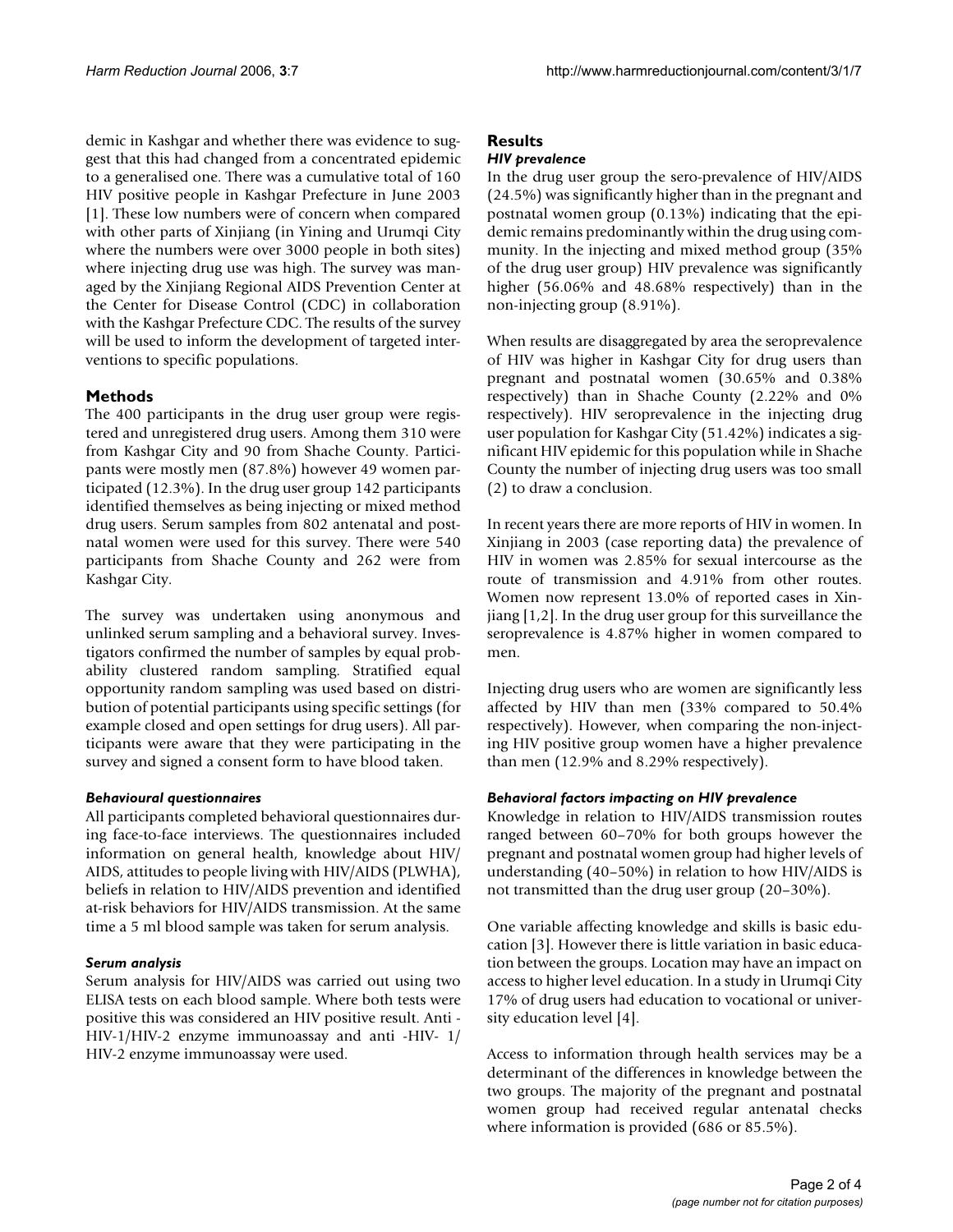demic in Kashgar and whether there was evidence to suggest that this had changed from a concentrated epidemic to a generalised one. There was a cumulative total of 160 HIV positive people in Kashgar Prefecture in June 2003 [1]. These low numbers were of concern when compared with other parts of Xinjiang (in Yining and Urumqi City where the numbers were over 3000 people in both sites) where injecting drug use was high. The survey was managed by the Xinjiang Regional AIDS Prevention Center at the Center for Disease Control (CDC) in collaboration with the Kashgar Prefecture CDC. The results of the survey will be used to inform the development of targeted interventions to specific populations.

## Methods

The 400 participants in the drug user group were registered and unregistered drug users. Among them 310 were from Kashgar City and 90 from Shache County. Participants were mostly men (87.8%) however 49 women participated (12.3%). In the drug user group 142 participants identified themselves as being injecting or mixed method drug users. Serum samples from 802 antenatal and postnatal women were used for this survey. There were 540 participants from Shache County and 262 were from Kashgar City.

The survey was undertaken using anonymous and unlinked serum sampling and a behavioral survey. Investigators confirmed the number of samples by equal probability clustered random sampling. Stratified equal opportunity random sampling was used based on distribution of potential participants using specific settings (for example closed and open settings for drug users). All participants were aware that they were participating in the survey and signed a consent form to have blood taken.

### *Behavioural questionnaires*

All participants completed behavioral questionnaires during face-to-face interviews. The questionnaires included information on general health, knowledge about HIV/AIDS, attitudes to people living with HIV/AIDS (PLWHA), beliefs in relation to HIV/AIDS prevention and identified at-risk behaviors for HIV/AIDS transmission. At the same time a 5 ml blood sample was taken for serum analysis.

### *Serum analysis*

Serum analysis for HIV/AIDS was carried out using two ELISA tests on each blood sample. Where both tests were positive this was considered an HIV positive result. Anti - HIV-1/HIV-2 enzyme immunoassay and anti -HIV- 1/HIV-2 enzyme immunoassay were used.

## Results

### *HIV prevalence*

In the drug user group the sero-prevalence of HIV/AIDS (24.5%) was significantly higher than in the pregnant and postnatal women group (0.13%) indicating that the epidemic remains predominantly within the drug using community. In the injecting and mixed method group (35% of the drug user group) HIV prevalence was significantly higher (56.06% and 48.68% respectively) than in the non-injecting group (8.91%).

When results are disaggregated by area the seroprevalence of HIV was higher in Kashgar City for drug users than pregnant and postnatal women (30.65% and 0.38% respectively) than in Shache County (2.22% and 0% respectively). HIV seroprevalence in the injecting drug user population for Kashgar City (51.42%) indicates a significant HIV epidemic for this population while in Shache County the number of injecting drug users was too small (2) to draw a conclusion.

In recent years there are more reports of HIV in women. In Xinjiang in 2003 (case reporting data) the prevalence of HIV in women was 2.85% for sexual intercourse as the route of transmission and 4.91% from other routes. Women now represent 13.0% of reported cases in Xinjiang [1,2]. In the drug user group for this surveillance the seroprevalence is 4.87% higher in women compared to men.

Injecting drug users who are women are significantly less affected by HIV than men (33% compared to 50.4% respectively). However, when comparing the non-injecting HIV positive group women have a higher prevalence than men (12.9% and 8.29% respectively).

### *Behavioral factors impacting on HIV prevalence*

Knowledge in relation to HIV/AIDS transmission routes ranged between 60–70% for both groups however the pregnant and postnatal women group had higher levels of understanding (40–50%) in relation to how HIV/AIDS is not transmitted than the drug user group (20–30%).

One variable affecting knowledge and skills is basic education [3]. However there is little variation in basic education between the groups. Location may have an impact on access to higher level education. In a study in Urumqi City 17% of drug users had education to vocational or university education level [4].

Access to information through health services may be a determinant of the differences in knowledge between the two groups. The majority of the pregnant and postnatal women group had received regular antenatal checks where information is provided (686 or 85.5%).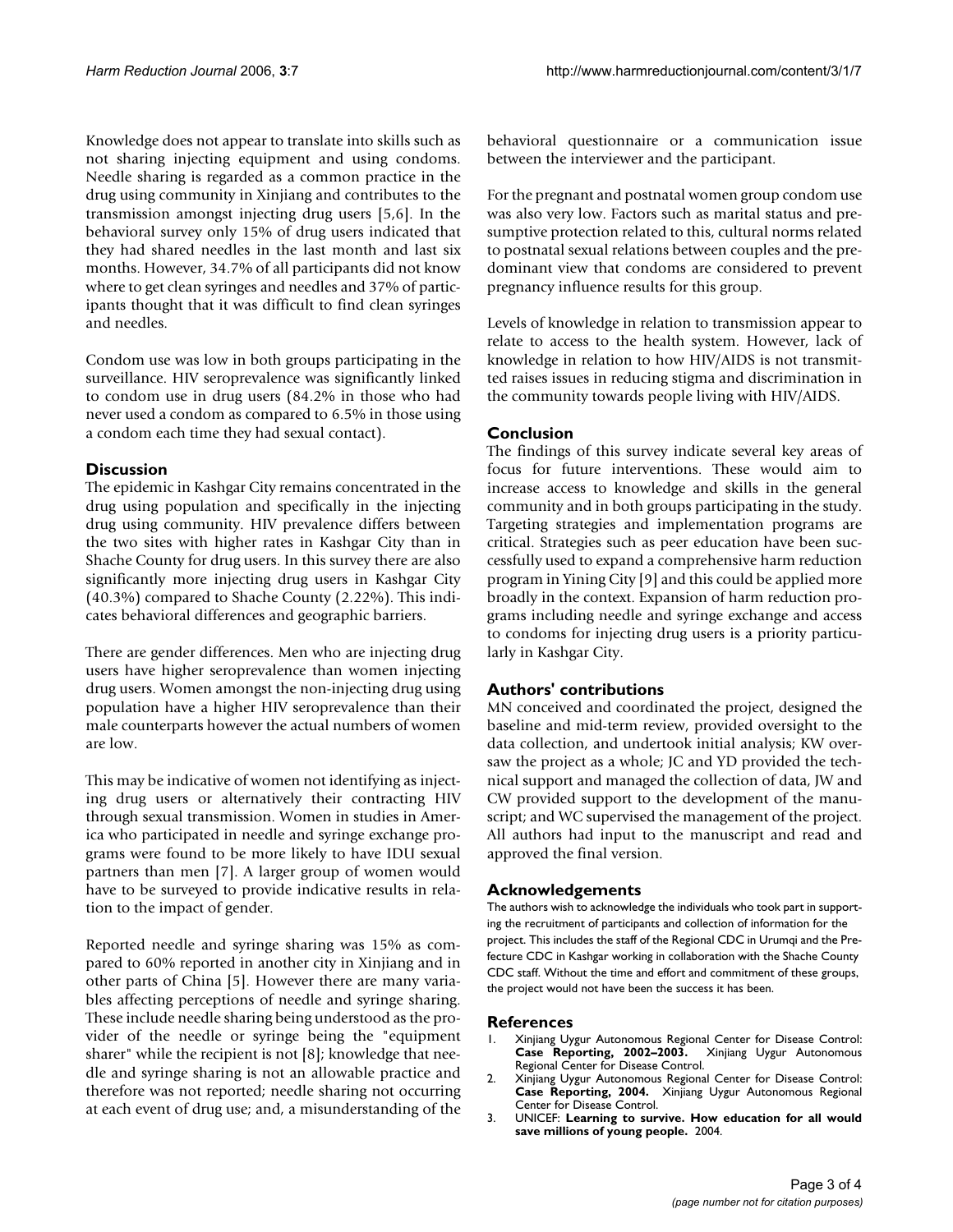Knowledge does not appear to translate into skills such as not sharing injecting equipment and using condoms. Needle sharing is regarded as a common practice in the drug using community in Xinjiang and contributes to the transmission amongst injecting drug users [5,6]. In the behavioral survey only 15% of drug users indicated that they had shared needles in the last month and last six months. However, 34.7% of all participants did not know where to get clean syringes and needles and 37% of participants thought that it was difficult to find clean syringes and needles.

Condom use was low in both groups participating in the surveillance. HIV seroprevalence was significantly linked to condom use in drug users (84.2% in those who had never used a condom as compared to 6.5% in those using a condom each time they had sexual contact).

## Discussion

The epidemic in Kashgar City remains concentrated in the drug using population and specifically in the injecting drug using community. HIV prevalence differs between the two sites with higher rates in Kashgar City than in Shache County for drug users. In this survey there are also significantly more injecting drug users in Kashgar City (40.3%) compared to Shache County (2.22%). This indicates behavioral differences and geographic barriers.

There are gender differences. Men who are injecting drug users have higher seroprevalence than women injecting drug users. Women amongst the non-injecting drug using population have a higher HIV seroprevalence than their male counterparts however the actual numbers of women are low.

This may be indicative of women not identifying as injecting drug users or alternatively their contracting HIV through sexual transmission. Women in studies in America who participated in needle and syringe exchange programs were found to be more likely to have IDU sexual partners than men [7]. A larger group of women would have to be surveyed to provide indicative results in relation to the impact of gender.

Reported needle and syringe sharing was 15% as compared to 60% reported in another city in Xinjiang and in other parts of China [5]. However there are many variables affecting perceptions of needle and syringe sharing. These include needle sharing being understood as the provider of the needle or syringe being the "equipment sharer" while the recipient is not [8]; knowledge that needle and syringe sharing is not an allowable practice and therefore was not reported; needle sharing not occurring at each event of drug use; and, a misunderstanding of the behavioral questionnaire or a communication issue between the interviewer and the participant.

For the pregnant and postnatal women group condom use was also very low. Factors such as marital status and presumptive protection related to this, cultural norms related to postnatal sexual relations between couples and the predominant view that condoms are considered to prevent pregnancy influence results for this group.

Levels of knowledge in relation to transmission appear to relate to access to the health system. However, lack of knowledge in relation to how HIV/AIDS is not transmitted raises issues in reducing stigma and discrimination in the community towards people living with HIV/AIDS.

## Conclusion

The findings of this survey indicate several key areas of focus for future interventions. These would aim to increase access to knowledge and skills in the general community and in both groups participating in the study. Targeting strategies and implementation programs are critical. Strategies such as peer education have been successfully used to expand a comprehensive harm reduction program in Yining City [9] and this could be applied more broadly in the context. Expansion of harm reduction programs including needle and syringe exchange and access to condoms for injecting drug users is a priority particularly in Kashgar City.

## Authors' contributions

MN conceived and coordinated the project, designed the baseline and mid-term review, provided oversight to the data collection, and undertook initial analysis; KW oversaw the project as a whole; JC and YD provided the technical support and managed the collection of data, JW and CW provided support to the development of the manuscript; and WC supervised the management of the project. All authors had input to the manuscript and read and approved the final version.

## Acknowledgements

The authors wish to acknowledge the individuals who took part in supporting the recruitment of participants and collection of information for the project. This includes the staff of the Regional CDC in Urumqi and the Prefecture CDC in Kashgar working in collaboration with the Shache County CDC staff. Without the time and effort and commitment of these groups, the project would not have been the success it has been.

## References

1. Xinjiang Uygur Autonomous Regional Center for Disease Control: **Case Reporting, 2002–2003.** Xinjiang Uygur Autonomous Regional Center for Disease Control.
2. Xinjiang Uygur Autonomous Regional Center for Disease Control: **Case Reporting, 2004.** Xinjiang Uygur Autonomous Regional Center for Disease Control.
3. UNICEF: **Learning to survive. How education for all would save millions of young people.** 2004.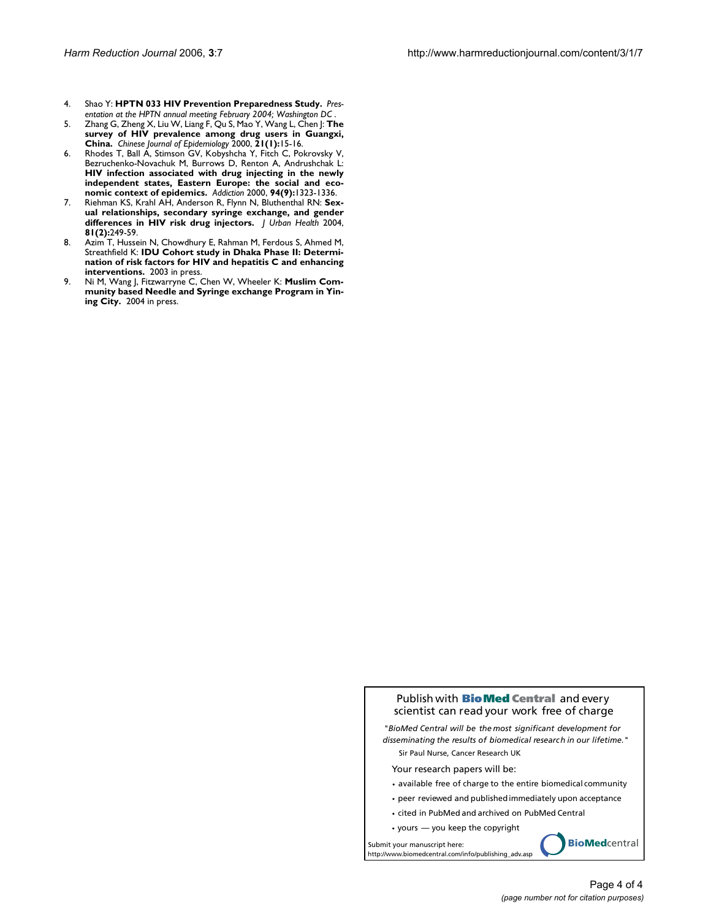4. Shao Y: **HPTN 033 HIV Prevention Preparedness Study.** *Presentation at the HPTN annual meeting February 2004; Washington DC* .
5. Zhang G, Zheng X, Liu W, Liang F, Qu S, Mao Y, Wang L, Chen J: **The survey of HIV prevalence among drug users in Guangxi, China.** *Chinese Journal of Epidemiology* 2000, **21(1):**15-16.
6. Rhodes T, Ball A, Stimson GV, Kobyshcha Y, Fitch C, Pokrovsky V, Bezruchenko-Novachuk M, Burrows D, Renton A, Andrushchak L: **HIV infection associated with drug injecting in the newly independent states, Eastern Europe: the social and economic context of epidemics.** *Addiction* 2000, **94(9):**1323-1336.
7. Riehman KS, Krahl AH, Anderson R, Flynn N, Bluthenthal RN: **Sexual relationships, secondary syringe exchange, and gender differences in HIV risk drug injectors.** *J Urban Health* 2004, **81(2):**249-59.
8. Azim T, Hussein N, Chowdhury E, Rahman M, Ferdous S, Ahmed M, Streathfield K: **IDU Cohort study in Dhaka Phase II: Determination of risk factors for HIV and hepatitis C and enhancing interventions.** 2003 in press.
9. Ni M, Wang J, Fitzwarryne C, Chen W, Wheeler K: **Muslim Community based Needle and Syringe exchange Program in Yining City.** 2004 in press.

Publish with **BioMed Central** and every scientist can read your work free of charge

*"BioMed Central will be the most significant development for disseminating the results of biomedical research in our lifetime."*
Sir Paul Nurse, Cancer Research UK

Your research papers will be:

- available free of charge to the entire biomedical community
- peer reviewed and published immediately upon acceptance
- cited in PubMed and archived on PubMed Central
- yours — you keep the copyright

Submit your manuscript here:
http://www.biomedcentral.com/info/publishing_adv.asp

**BioMed**central